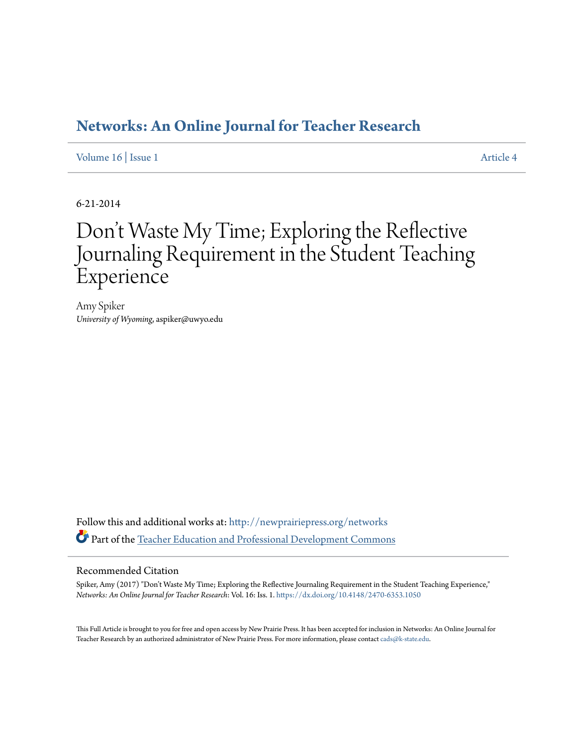# Networks: An Online Journal for Teacher Research

Volume 16 | Issue 1 Article 4

6-21-2014

# Don't Waste My Time; Exploring the Reflective Journaling Requirement in the Student Teaching Experience

Amy Spiker
*University of Wyoming*, aspiker@uwyo.edu

Follow this and additional works at: http://newprairiepress.org/networks

Part of the Teacher Education and Professional Development Commons

## Recommended Citation

Spiker, Amy (2017) "Don't Waste My Time; Exploring the Reflective Journaling Requirement in the Student Teaching Experience," *Networks: An Online Journal for Teacher Research*: Vol. 16: Iss. 1. https://dx.doi.org/10.4148/2470-6353.1050

This Full Article is brought to you for free and open access by New Prairie Press. It has been accepted for inclusion in Networks: An Online Journal for Teacher Research by an authorized administrator of New Prairie Press. For more information, please contact cads@k-state.edu.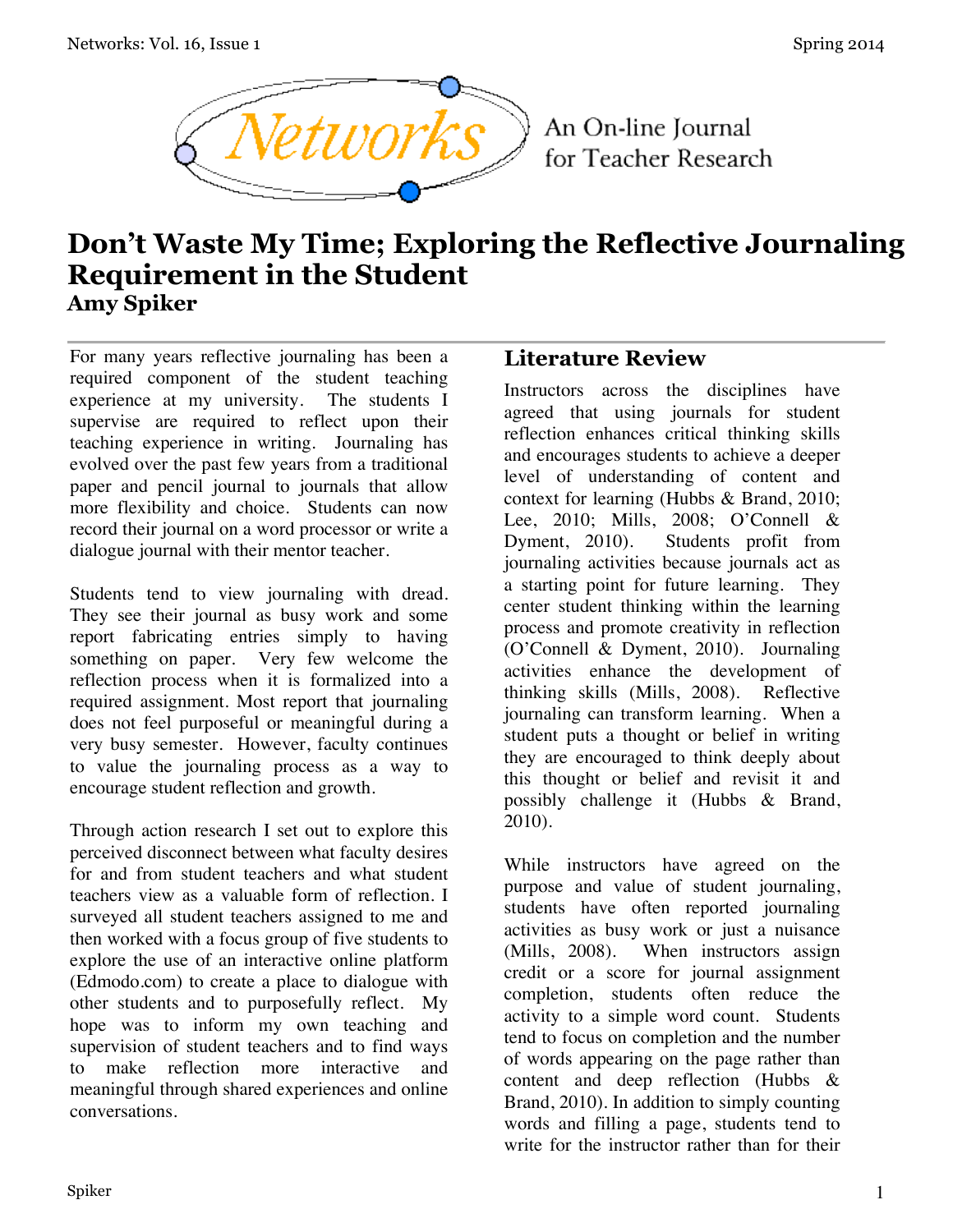# Don't Waste My Time; Exploring the Reflective Journaling Requirement in the Student

**Amy Spiker**

For many years reflective journaling has been a required component of the student teaching experience at my university. The students I supervise are required to reflect upon their teaching experience in writing. Journaling has evolved over the past few years from a traditional paper and pencil journal to journals that allow more flexibility and choice. Students can now record their journal on a word processor or write a dialogue journal with their mentor teacher.

Students tend to view journaling with dread. They see their journal as busy work and some report fabricating entries simply to having something on paper. Very few welcome the reflection process when it is formalized into a required assignment. Most report that journaling does not feel purposeful or meaningful during a very busy semester. However, faculty continues to value the journaling process as a way to encourage student reflection and growth.

Through action research I set out to explore this perceived disconnect between what faculty desires for and from student teachers and what student teachers view as a valuable form of reflection. I surveyed all student teachers assigned to me and then worked with a focus group of five students to explore the use of an interactive online platform (Edmodo.com) to create a place to dialogue with other students and to purposefully reflect. My hope was to inform my own teaching and supervision of student teachers and to find ways to make reflection more interactive and meaningful through shared experiences and online conversations.

## Literature Review

Instructors across the disciplines have agreed that using journals for student reflection enhances critical thinking skills and encourages students to achieve a deeper level of understanding of content and context for learning (Hubbs & Brand, 2010; Lee, 2010; Mills, 2008; O'Connell & Dyment, 2010). Students profit from journaling activities because journals act as a starting point for future learning. They center student thinking within the learning process and promote creativity in reflection (O'Connell & Dyment, 2010). Journaling activities enhance the development of thinking skills (Mills, 2008). Reflective journaling can transform learning. When a student puts a thought or belief in writing they are encouraged to think deeply about this thought or belief and revisit it and possibly challenge it (Hubbs & Brand, 2010).

While instructors have agreed on the purpose and value of student journaling, students have often reported journaling activities as busy work or just a nuisance (Mills, 2008). When instructors assign credit or a score for journal assignment completion, students often reduce the activity to a simple word count. Students tend to focus on completion and the number of words appearing on the page rather than content and deep reflection (Hubbs & Brand, 2010). In addition to simply counting words and filling a page, students tend to write for the instructor rather than for their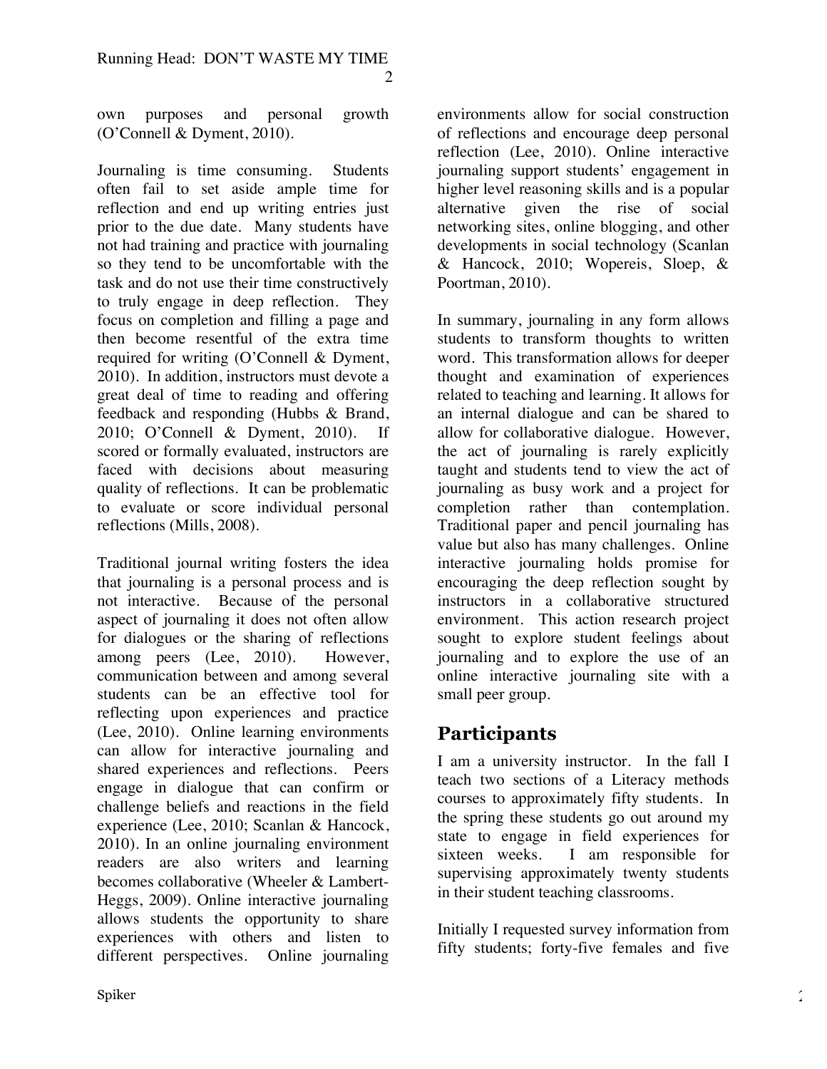own purposes and personal growth (O'Connell & Dyment, 2010).

Journaling is time consuming. Students often fail to set aside ample time for reflection and end up writing entries just prior to the due date. Many students have not had training and practice with journaling so they tend to be uncomfortable with the task and do not use their time constructively to truly engage in deep reflection. They focus on completion and filling a page and then become resentful of the extra time required for writing (O'Connell & Dyment, 2010). In addition, instructors must devote a great deal of time to reading and offering feedback and responding (Hubbs & Brand, 2010; O'Connell & Dyment, 2010). If scored or formally evaluated, instructors are faced with decisions about measuring quality of reflections. It can be problematic to evaluate or score individual personal reflections (Mills, 2008).

Traditional journal writing fosters the idea that journaling is a personal process and is not interactive. Because of the personal aspect of journaling it does not often allow for dialogues or the sharing of reflections among peers (Lee, 2010). However, communication between and among several students can be an effective tool for reflecting upon experiences and practice (Lee, 2010). Online learning environments can allow for interactive journaling and shared experiences and reflections. Peers engage in dialogue that can confirm or challenge beliefs and reactions in the field experience (Lee, 2010; Scanlan & Hancock, 2010). In an online journaling environment readers are also writers and learning becomes collaborative (Wheeler & Lambert-Heggs, 2009). Online interactive journaling allows students the opportunity to share experiences with others and listen to different perspectives. Online journaling environments allow for social construction of reflections and encourage deep personal reflection (Lee, 2010). Online interactive journaling support students' engagement in higher level reasoning skills and is a popular alternative given the rise of social networking sites, online blogging, and other developments in social technology (Scanlan & Hancock, 2010; Wopereis, Sloep, & Poortman, 2010).

In summary, journaling in any form allows students to transform thoughts to written word. This transformation allows for deeper thought and examination of experiences related to teaching and learning. It allows for an internal dialogue and can be shared to allow for collaborative dialogue. However, the act of journaling is rarely explicitly taught and students tend to view the act of journaling as busy work and a project for completion rather than contemplation. Traditional paper and pencil journaling has value but also has many challenges. Online interactive journaling holds promise for encouraging the deep reflection sought by instructors in a collaborative structured environment. This action research project sought to explore student feelings about journaling and to explore the use of an online interactive journaling site with a small peer group.

## Participants

I am a university instructor. In the fall I teach two sections of a Literacy methods courses to approximately fifty students. In the spring these students go out around my state to engage in field experiences for sixteen weeks. I am responsible for supervising approximately twenty students in their student teaching classrooms.

Initially I requested survey information from fifty students; forty-five females and five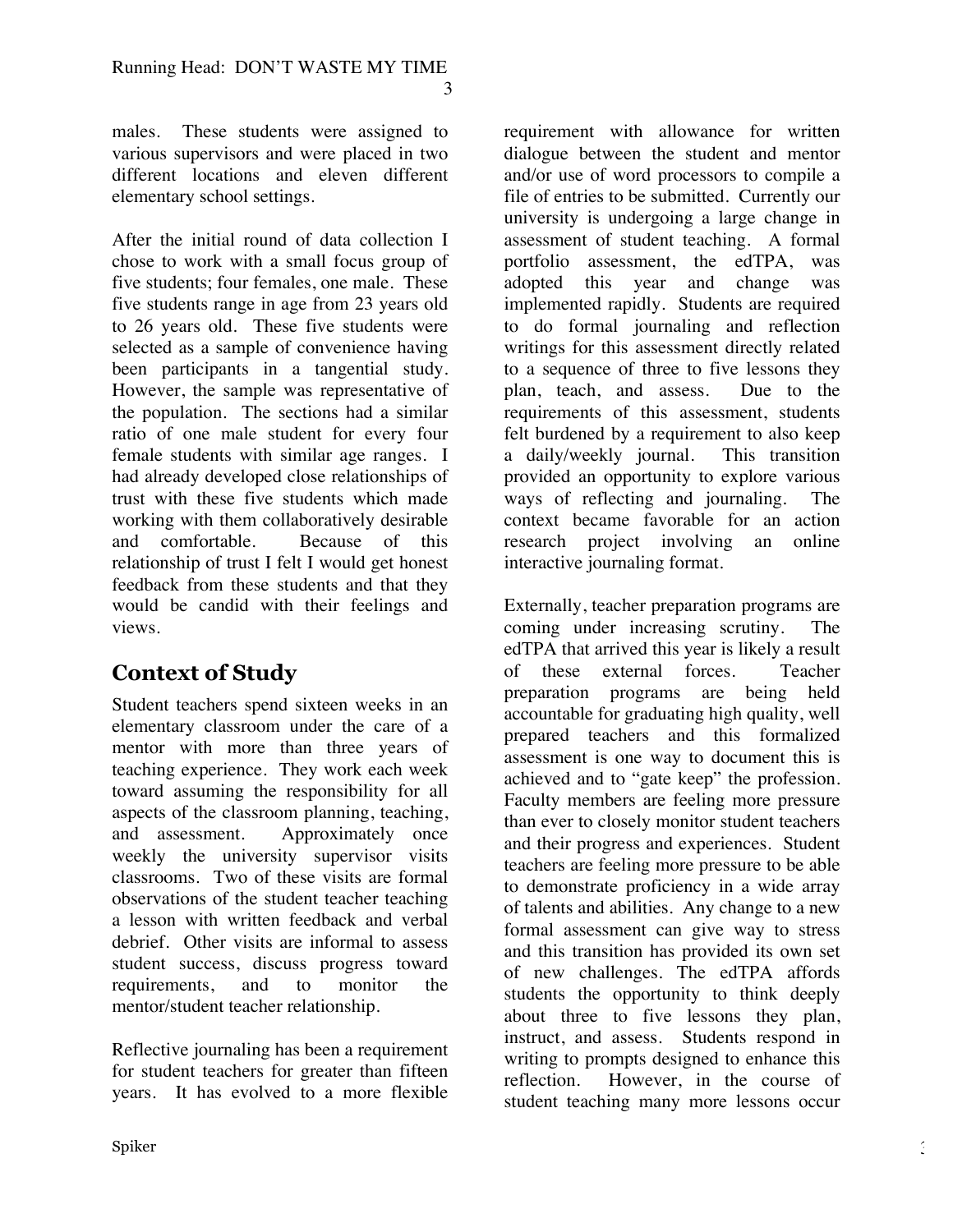males. These students were assigned to various supervisors and were placed in two different locations and eleven different elementary school settings.

After the initial round of data collection I chose to work with a small focus group of five students; four females, one male. These five students range in age from 23 years old to 26 years old. These five students were selected as a sample of convenience having been participants in a tangential study. However, the sample was representative of the population. The sections had a similar ratio of one male student for every four female students with similar age ranges. I had already developed close relationships of trust with these five students which made working with them collaboratively desirable and comfortable. Because of this relationship of trust I felt I would get honest feedback from these students and that they would be candid with their feelings and views.

## Context of Study

Student teachers spend sixteen weeks in an elementary classroom under the care of a mentor with more than three years of teaching experience. They work each week toward assuming the responsibility for all aspects of the classroom planning, teaching, and assessment. Approximately once weekly the university supervisor visits classrooms. Two of these visits are formal observations of the student teacher teaching a lesson with written feedback and verbal debrief. Other visits are informal to assess student success, discuss progress toward requirements, and to monitor the mentor/student teacher relationship.

Reflective journaling has been a requirement for student teachers for greater than fifteen years. It has evolved to a more flexible requirement with allowance for written dialogue between the student and mentor and/or use of word processors to compile a file of entries to be submitted. Currently our university is undergoing a large change in assessment of student teaching. A formal portfolio assessment, the edTPA, was adopted this year and change was implemented rapidly. Students are required to do formal journaling and reflection writings for this assessment directly related to a sequence of three to five lessons they plan, teach, and assess. Due to the requirements of this assessment, students felt burdened by a requirement to also keep a daily/weekly journal. This transition provided an opportunity to explore various ways of reflecting and journaling. The context became favorable for an action research project involving an online interactive journaling format.

Externally, teacher preparation programs are coming under increasing scrutiny. The edTPA that arrived this year is likely a result of these external forces. Teacher preparation programs are being held accountable for graduating high quality, well prepared teachers and this formalized assessment is one way to document this is achieved and to "gate keep" the profession. Faculty members are feeling more pressure than ever to closely monitor student teachers and their progress and experiences. Student teachers are feeling more pressure to be able to demonstrate proficiency in a wide array of talents and abilities. Any change to a new formal assessment can give way to stress and this transition has provided its own set of new challenges. The edTPA affords students the opportunity to think deeply about three to five lessons they plan, instruct, and assess. Students respond in writing to prompts designed to enhance this reflection. However, in the course of student teaching many more lessons occur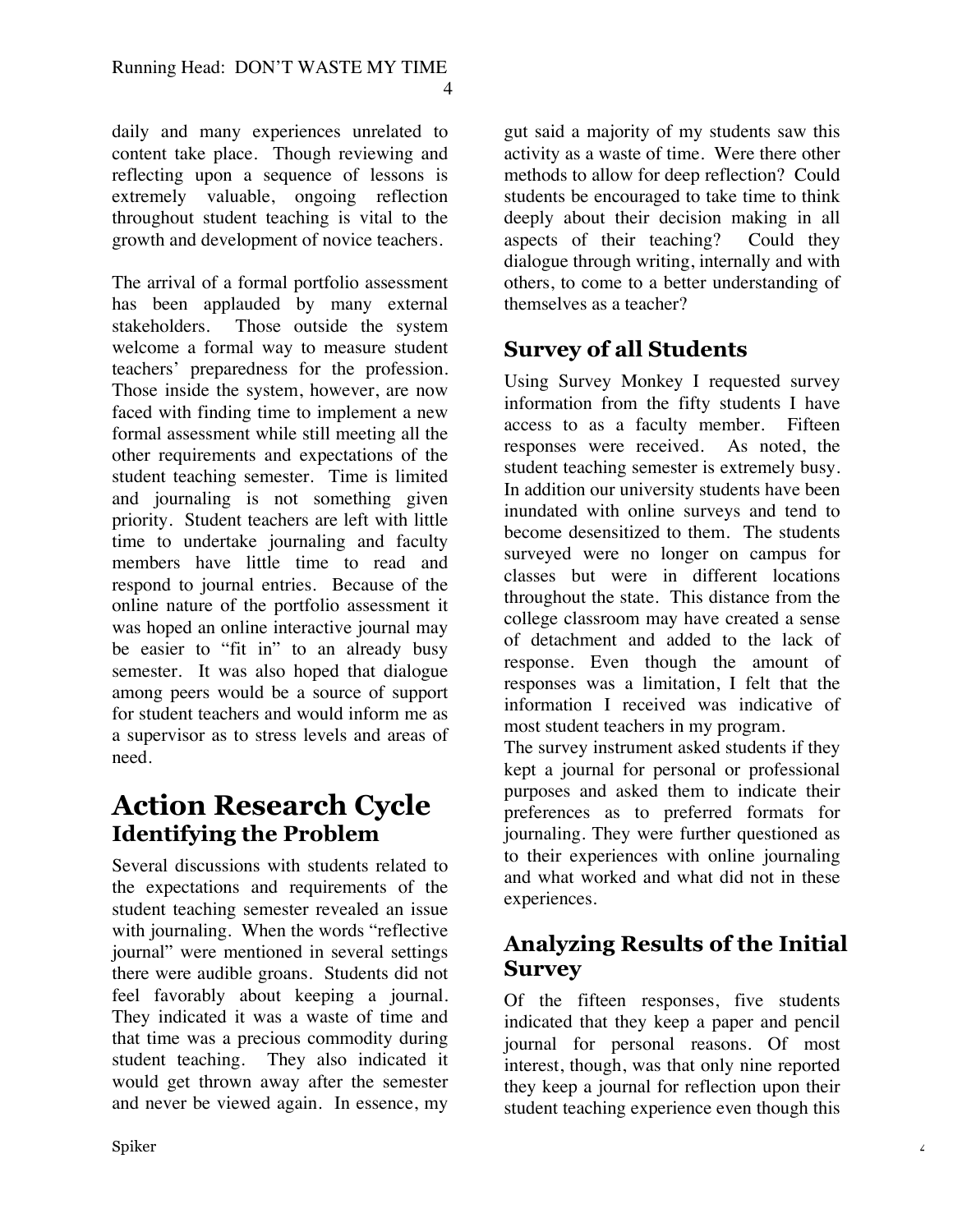daily and many experiences unrelated to content take place. Though reviewing and reflecting upon a sequence of lessons is extremely valuable, ongoing reflection throughout student teaching is vital to the growth and development of novice teachers.

The arrival of a formal portfolio assessment has been applauded by many external stakeholders. Those outside the system welcome a formal way to measure student teachers' preparedness for the profession. Those inside the system, however, are now faced with finding time to implement a new formal assessment while still meeting all the other requirements and expectations of the student teaching semester. Time is limited and journaling is not something given priority. Student teachers are left with little time to undertake journaling and faculty members have little time to read and respond to journal entries. Because of the online nature of the portfolio assessment it was hoped an online interactive journal may be easier to "fit in" to an already busy semester. It was also hoped that dialogue among peers would be a source of support for student teachers and would inform me as a supervisor as to stress levels and areas of need.

# Action Research Cycle

## Identifying the Problem

Several discussions with students related to the expectations and requirements of the student teaching semester revealed an issue with journaling. When the words "reflective journal" were mentioned in several settings there were audible groans. Students did not feel favorably about keeping a journal. They indicated it was a waste of time and that time was a precious commodity during student teaching. They also indicated it would get thrown away after the semester and never be viewed again. In essence, my gut said a majority of my students saw this activity as a waste of time. Were there other methods to allow for deep reflection? Could students be encouraged to take time to think deeply about their decision making in all aspects of their teaching? Could they dialogue through writing, internally and with others, to come to a better understanding of themselves as a teacher?

## Survey of all Students

Using Survey Monkey I requested survey information from the fifty students I have access to as a faculty member. Fifteen responses were received. As noted, the student teaching semester is extremely busy. In addition our university students have been inundated with online surveys and tend to become desensitized to them. The students surveyed were no longer on campus for classes but were in different locations throughout the state. This distance from the college classroom may have created a sense of detachment and added to the lack of response. Even though the amount of responses was a limitation, I felt that the information I received was indicative of most student teachers in my program.

The survey instrument asked students if they kept a journal for personal or professional purposes and asked them to indicate their preferences as to preferred formats for journaling. They were further questioned as to their experiences with online journaling and what worked and what did not in these experiences.

## Analyzing Results of the Initial Survey

Of the fifteen responses, five students indicated that they keep a paper and pencil journal for personal reasons. Of most interest, though, was that only nine reported they keep a journal for reflection upon their student teaching experience even though this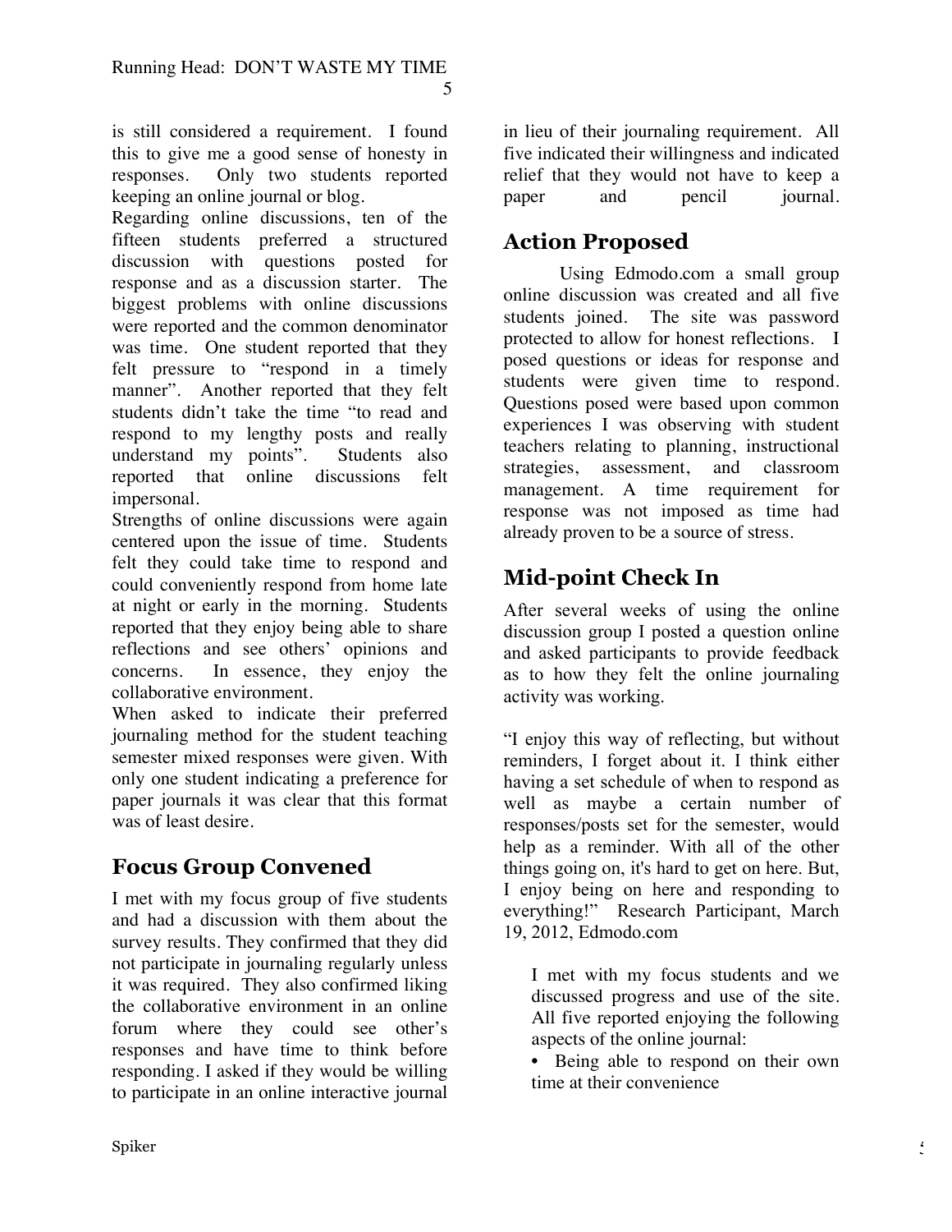is still considered a requirement. I found this to give me a good sense of honesty in responses. Only two students reported keeping an online journal or blog.

Regarding online discussions, ten of the fifteen students preferred a structured discussion with questions posted for response and as a discussion starter. The biggest problems with online discussions were reported and the common denominator was time. One student reported that they felt pressure to "respond in a timely manner". Another reported that they felt students didn't take the time "to read and respond to my lengthy posts and really understand my points". Students also reported that online discussions felt impersonal.

Strengths of online discussions were again centered upon the issue of time. Students felt they could take time to respond and could conveniently respond from home late at night or early in the morning. Students reported that they enjoy being able to share reflections and see others' opinions and concerns. In essence, they enjoy the collaborative environment.

When asked to indicate their preferred journaling method for the student teaching semester mixed responses were given. With only one student indicating a preference for paper journals it was clear that this format was of least desire.

## Focus Group Convened

I met with my focus group of five students and had a discussion with them about the survey results. They confirmed that they did not participate in journaling regularly unless it was required. They also confirmed liking the collaborative environment in an online forum where they could see other's responses and have time to think before responding. I asked if they would be willing to participate in an online interactive journal in lieu of their journaling requirement. All five indicated their willingness and indicated relief that they would not have to keep a paper and pencil journal.

## Action Proposed

Using Edmodo.com a small group online discussion was created and all five students joined. The site was password protected to allow for honest reflections. I posed questions or ideas for response and students were given time to respond. Questions posed were based upon common experiences I was observing with student teachers relating to planning, instructional strategies, assessment, and classroom management. A time requirement for response was not imposed as time had already proven to be a source of stress.

## Mid-point Check In

After several weeks of using the online discussion group I posted a question online and asked participants to provide feedback as to how they felt the online journaling activity was working.

"I enjoy this way of reflecting, but without reminders, I forget about it. I think either having a set schedule of when to respond as well as maybe a certain number of responses/posts set for the semester, would help as a reminder. With all of the other things going on, it's hard to get on here. But, I enjoy being on here and responding to everything!" Research Participant, March 19, 2012, Edmodo.com

I met with my focus students and we discussed progress and use of the site. All five reported enjoying the following aspects of the online journal:

- Being able to respond on their own time at their convenience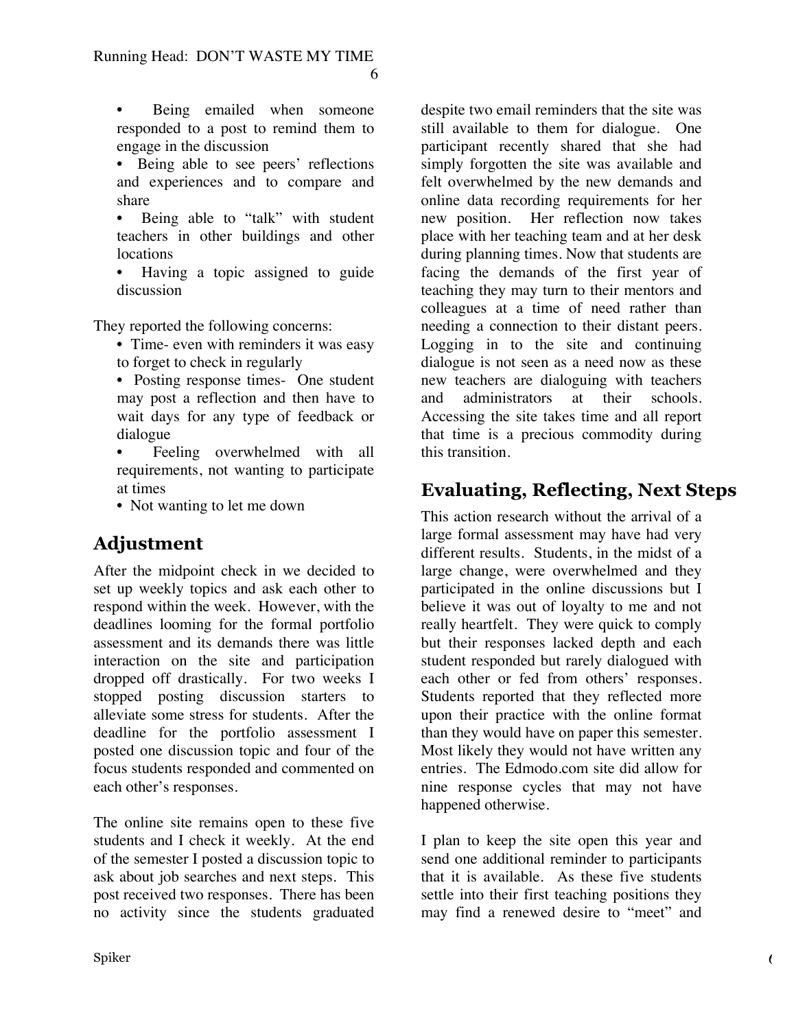- Being emailed when someone responded to a post to remind them to engage in the discussion
- Being able to see peers' reflections and experiences and to compare and share
- Being able to "talk" with student teachers in other buildings and other locations
- Having a topic assigned to guide discussion

They reported the following concerns:

- Time- even with reminders it was easy to forget to check in regularly
- Posting response times- One student may post a reflection and then have to wait days for any type of feedback or dialogue
- Feeling overwhelmed with all requirements, not wanting to participate at times
- Not wanting to let me down

## Adjustment

After the midpoint check in we decided to set up weekly topics and ask each other to respond within the week. However, with the deadlines looming for the formal portfolio assessment and its demands there was little interaction on the site and participation dropped off drastically. For two weeks I stopped posting discussion starters to alleviate some stress for students. After the deadline for the portfolio assessment I posted one discussion topic and four of the focus students responded and commented on each other's responses.

The online site remains open to these five students and I check it weekly. At the end of the semester I posted a discussion topic to ask about job searches and next steps. This post received two responses. There has been no activity since the students graduated despite two email reminders that the site was still available to them for dialogue. One participant recently shared that she had simply forgotten the site was available and felt overwhelmed by the new demands and online data recording requirements for her new position. Her reflection now takes place with her teaching team and at her desk during planning times. Now that students are facing the demands of the first year of teaching they may turn to their mentors and colleagues at a time of need rather than needing a connection to their distant peers. Logging in to the site and continuing dialogue is not seen as a need now as these new teachers are dialoguing with teachers and administrators at their schools. Accessing the site takes time and all report that time is a precious commodity during this transition.

## Evaluating, Reflecting, Next Steps

This action research without the arrival of a large formal assessment may have had very different results. Students, in the midst of a large change, were overwhelmed and they participated in the online discussions but I believe it was out of loyalty to me and not really heartfelt. They were quick to comply but their responses lacked depth and each student responded but rarely dialogued with each other or fed from others' responses. Students reported that they reflected more upon their practice with the online format than they would have on paper this semester. Most likely they would not have written any entries. The Edmodo.com site did allow for nine response cycles that may not have happened otherwise.

I plan to keep the site open this year and send one additional reminder to participants that it is available. As these five students settle into their first teaching positions they may find a renewed desire to "meet" and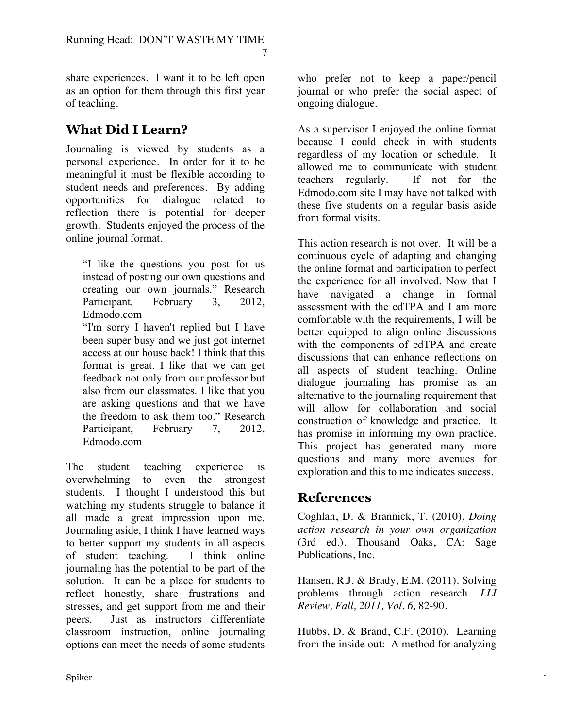share experiences. I want it to be left open as an option for them through this first year of teaching.

## What Did I Learn?

Journaling is viewed by students as a personal experience. In order for it to be meaningful it must be flexible according to student needs and preferences. By adding opportunities for dialogue related to reflection there is potential for deeper growth. Students enjoyed the process of the online journal format.

> "I like the questions you post for us instead of posting our own questions and creating our own journals." Research Participant, February 3, 2012, Edmodo.com
>
> "I'm sorry I haven't replied but I have been super busy and we just got internet access at our house back! I think that this format is great. I like that we can get feedback not only from our professor but also from our classmates. I like that you are asking questions and that we have the freedom to ask them too." Research Participant, February 7, 2012, Edmodo.com

The student teaching experience is overwhelming to even the strongest students. I thought I understood this but watching my students struggle to balance it all made a great impression upon me. Journaling aside, I think I have learned ways to better support my students in all aspects of student teaching. I think online journaling has the potential to be part of the solution. It can be a place for students to reflect honestly, share frustrations and stresses, and get support from me and their peers. Just as instructors differentiate classroom instruction, online journaling options can meet the needs of some students who prefer not to keep a paper/pencil journal or who prefer the social aspect of ongoing dialogue.

As a supervisor I enjoyed the online format because I could check in with students regardless of my location or schedule. It allowed me to communicate with student teachers regularly. If not for the Edmodo.com site I may have not talked with these five students on a regular basis aside from formal visits.

This action research is not over. It will be a continuous cycle of adapting and changing the online format and participation to perfect the experience for all involved. Now that I have navigated a change in formal assessment with the edTPA and I am more comfortable with the requirements, I will be better equipped to align online discussions with the components of edTPA and create discussions that can enhance reflections on all aspects of student teaching. Online dialogue journaling has promise as an alternative to the journaling requirement that will allow for collaboration and social construction of knowledge and practice. It has promise in informing my own practice. This project has generated many more questions and many more avenues for exploration and this to me indicates success.

## References

Coghlan, D. & Brannick, T. (2010). *Doing action research in your own organization* (3rd ed.). Thousand Oaks, CA: Sage Publications, Inc.

Hansen, R.J. & Brady, E.M. (2011). Solving problems through action research. *LLI Review, Fall, 2011, Vol. 6,* 82-90.

Hubbs, D. & Brand, C.F. (2010). Learning from the inside out: A method for analyzing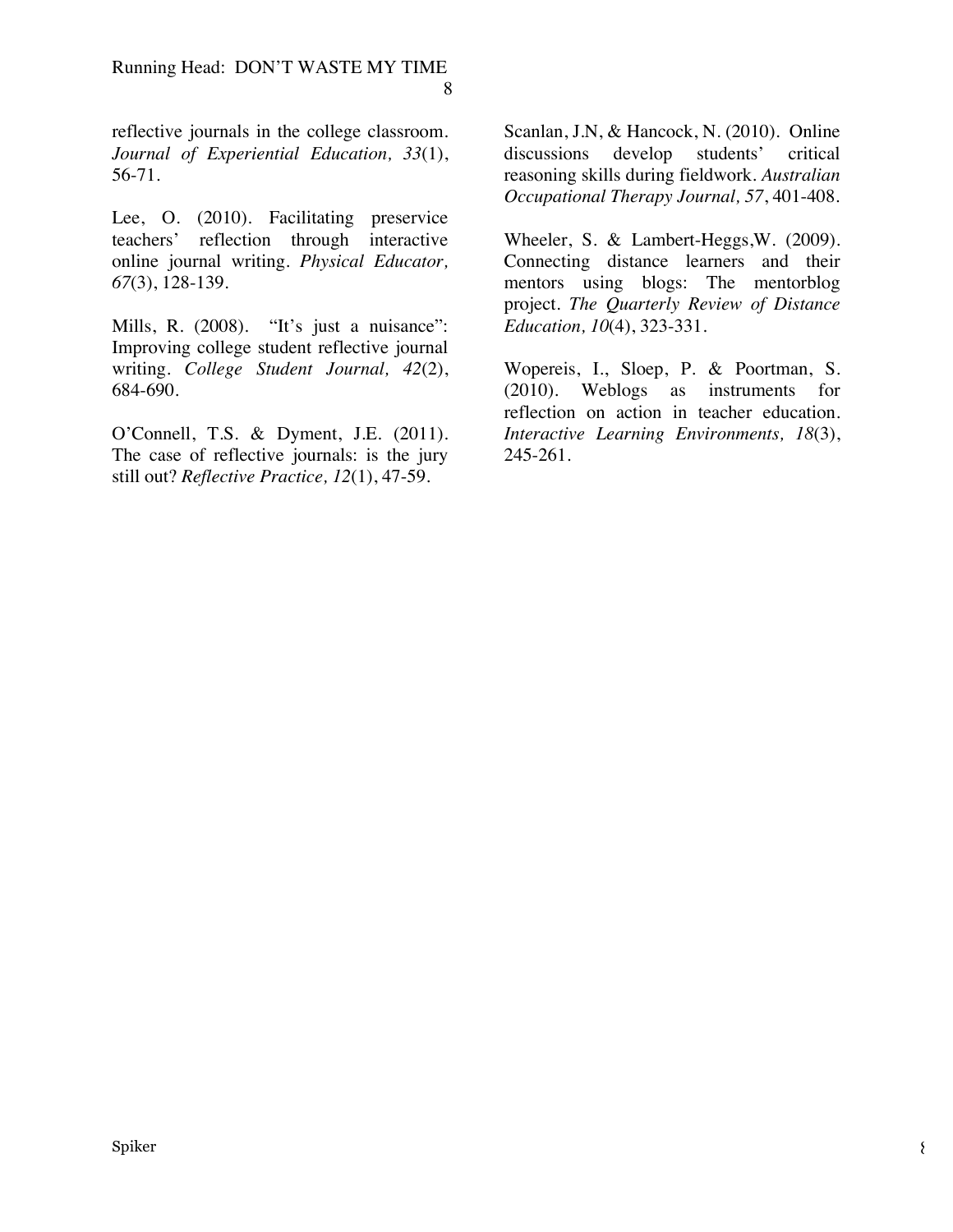reflective journals in the college classroom. *Journal of Experiential Education, 33*(1), 56-71.

Lee, O. (2010). Facilitating preservice teachers' reflection through interactive online journal writing. *Physical Educator, 67*(3), 128-139.

Mills, R. (2008). "It's just a nuisance": Improving college student reflective journal writing. *College Student Journal, 42*(2), 684-690.

O'Connell, T.S. & Dyment, J.E. (2011). The case of reflective journals: is the jury still out? *Reflective Practice, 12*(1), 47-59.

Scanlan, J.N, & Hancock, N. (2010). Online discussions develop students' critical reasoning skills during fieldwork. *Australian Occupational Therapy Journal, 57*, 401-408.

Wheeler, S. & Lambert-Heggs,W. (2009). Connecting distance learners and their mentors using blogs: The mentorblog project. *The Quarterly Review of Distance Education, 10*(4), 323-331.

Wopereis, I., Sloep, P. & Poortman, S. (2010). Weblogs as instruments for reflection on action in teacher education. *Interactive Learning Environments, 18*(3), 245-261.